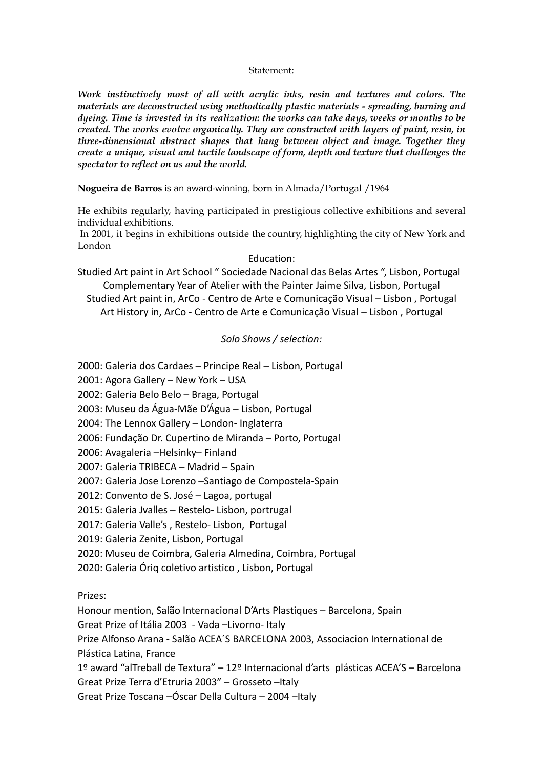Statement:

***Work instinctively most of all with acrylic inks, resin and textures and colors. The materials are deconstructed using methodically plastic materials - spreading, burning and dyeing. Time is invested in its realization: the works can take days, weeks or months to be created. The works evolve organically. They are constructed with layers of paint, resin, in three-dimensional abstract shapes that hang between object and image. Together they create a unique, visual and tactile landscape of form, depth and texture that challenges the spectator to reflect on us and the world.***

**Nogueira de Barros** is an award-winning, born in Almada/Portugal /1964

He exhibits regularly, having participated in prestigious collective exhibitions and several individual exhibitions.

In 2001, it begins in exhibitions outside the country, highlighting the city of New York and London

Education:

Studied Art paint in Art School " Sociedade Nacional das Belas Artes ", Lisbon, Portugal
Complementary Year of Atelier with the Painter Jaime Silva, Lisbon, Portugal
Studied Art paint in, ArCo - Centro de Arte e Comunicação Visual – Lisbon , Portugal
Art History in, ArCo - Centro de Arte e Comunicação Visual – Lisbon , Portugal

*Solo Shows / selection:*

2000: Galeria dos Cardaes – Principe Real – Lisbon, Portugal
2001: Agora Gallery – New York – USA
2002: Galeria Belo Belo – Braga, Portugal
2003: Museu da Água-Mãe D'Água – Lisbon, Portugal
2004: The Lennox Gallery – London- Inglaterra
2006: Fundação Dr. Cupertino de Miranda – Porto, Portugal
2006: Avagaleria –Helsinky– Finland
2007: Galeria TRIBECA – Madrid – Spain
2007: Galeria Jose Lorenzo –Santiago de Compostela-Spain
2012: Convento de S. José – Lagoa, portugal
2015: Galeria Jvalles – Restelo- Lisbon, portrugal
2017: Galeria Valle's , Restelo- Lisbon, Portugal
2019: Galeria Zenite, Lisbon, Portugal
2020: Museu de Coimbra, Galeria Almedina, Coimbra, Portugal
2020: Galeria Óriq coletivo artistico , Lisbon, Portugal

Prizes:

Honour mention, Salão Internacional D'Arts Plastiques – Barcelona, Spain
Great Prize of Itália 2003 - Vada –Livorno- Italy
Prize Alfonso Arana - Salão ACEA´S BARCELONA 2003, Associacion International de Plástica Latina, France
1º award "alTreball de Textura" – 12º Internacional d'arts plásticas ACEA'S – Barcelona
Great Prize Terra d'Etruria 2003" – Grosseto –Italy
Great Prize Toscana –Óscar Della Cultura – 2004 –Italy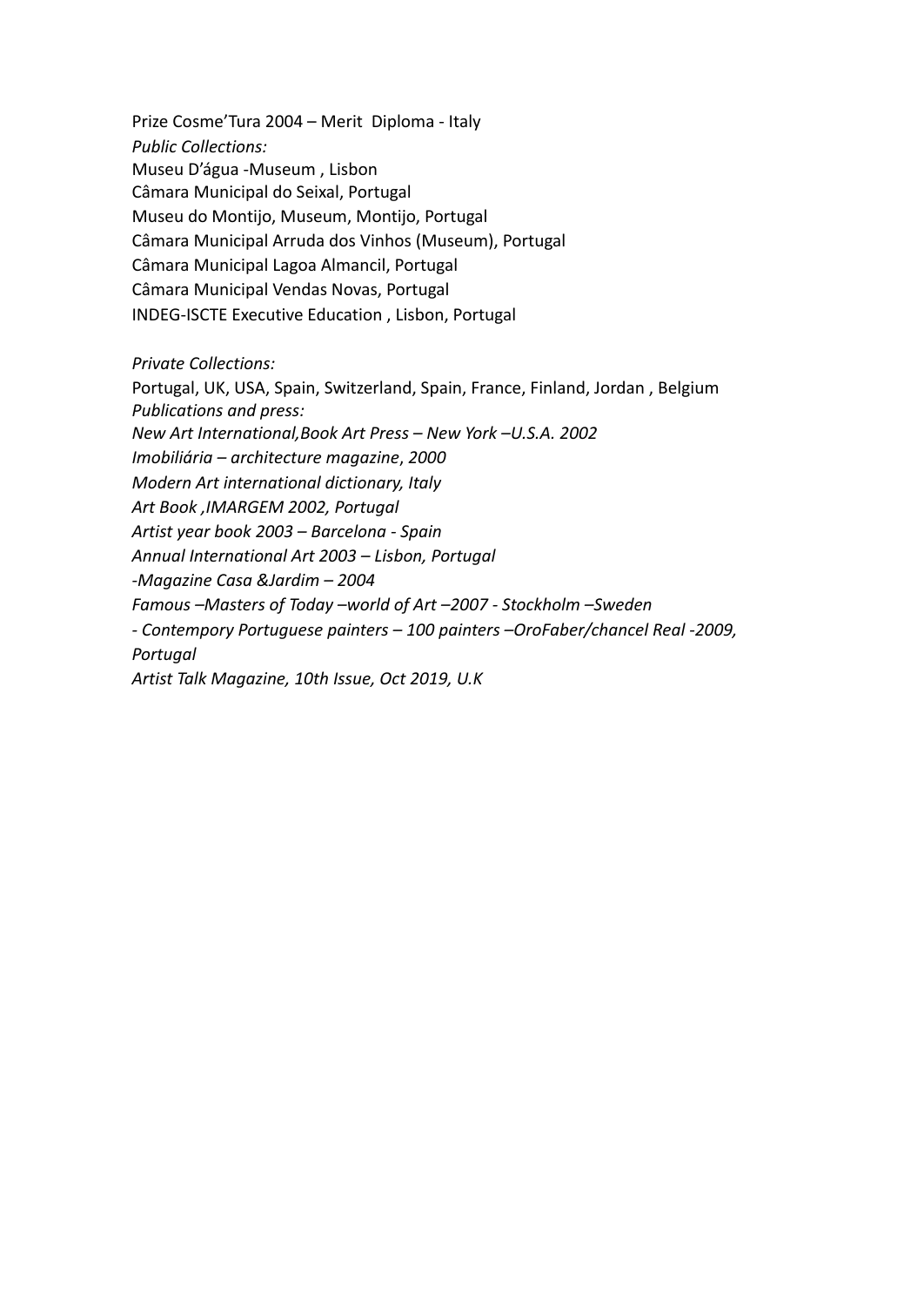Prize Cosme'Tura 2004 – Merit Diploma - Italy

*Public Collections:*

Museu D'água -Museum , Lisbon
Câmara Municipal do Seixal, Portugal
Museu do Montijo, Museum, Montijo, Portugal
Câmara Municipal Arruda dos Vinhos (Museum), Portugal
Câmara Municipal Lagoa Almancil, Portugal
Câmara Municipal Vendas Novas, Portugal
INDEG-ISCTE Executive Education , Lisbon, Portugal

*Private Collections:*

Portugal, UK, USA, Spain, Switzerland, Spain, France, Finland, Jordan , Belgium

*Publications and press:*

*New Art International,Book Art Press – New York –U.S.A. 2002*
*Imobiliária – architecture magazine, 2000*
*Modern Art international dictionary, Italy*
*Art Book ,IMARGEM 2002, Portugal*
*Artist year book 2003 – Barcelona - Spain*
*Annual International Art 2003 – Lisbon, Portugal*
*-Magazine Casa &Jardim – 2004*
*Famous –Masters of Today –world of Art –2007 - Stockholm –Sweden*
*- Contempory Portuguese painters – 100 painters –OroFaber/chancel Real -2009, Portugal*
*Artist Talk Magazine, 10th Issue, Oct 2019, U.K*